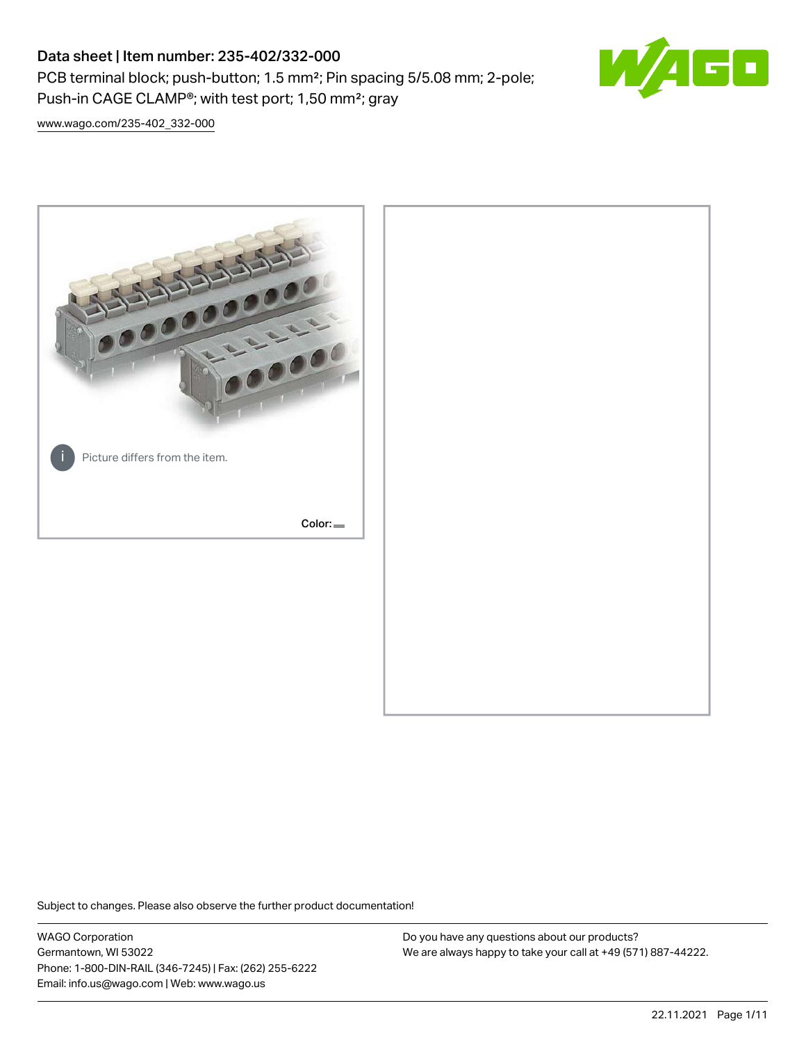# Data sheet | Item number: 235-402/332-000

PCB terminal block; push-button; 1.5 mm²; Pin spacing 5/5.08 mm; 2-pole; Push-in CAGE CLAMP®; with test port; 1,50 mm²; gray

www.wago.com/235-402_332-000

Picture differs from the item.

Color:

Subject to changes. Please also observe the further product documentation!

WAGO Corporation
Germantown, WI 53022
Phone: 1-800-DIN-RAIL (346-7245) | Fax: (262) 255-6222
Email: info.us@wago.com | Web: www.wago.us

Do you have any questions about our products?
We are always happy to take your call at +49 (571) 887-44222.

22.11.2021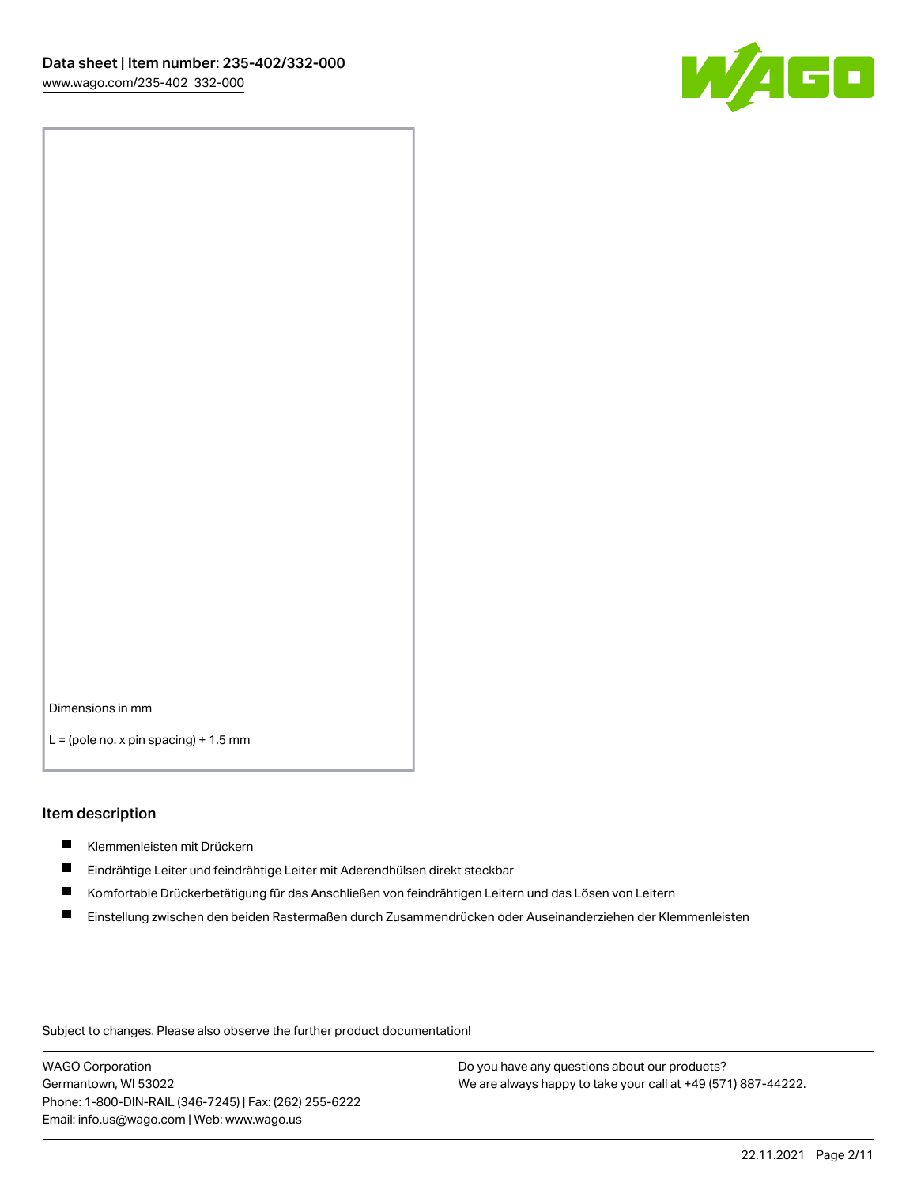Dimensions in mm

L = (pole no. x pin spacing) + 1.5 mm

## Item description

- Klemmenleisten mit Drückern
- Eindrähtige Leiter und feindrähtige Leiter mit Aderendhülsen direkt steckbar
- Komfortable Drückerbetätigung für das Anschließen von feindrähtigen Leitern und das Lösen von Leitern
- Einstellung zwischen den beiden Rastermaßen durch Zusammendrücken oder Auseinanderziehen der Klemmenleisten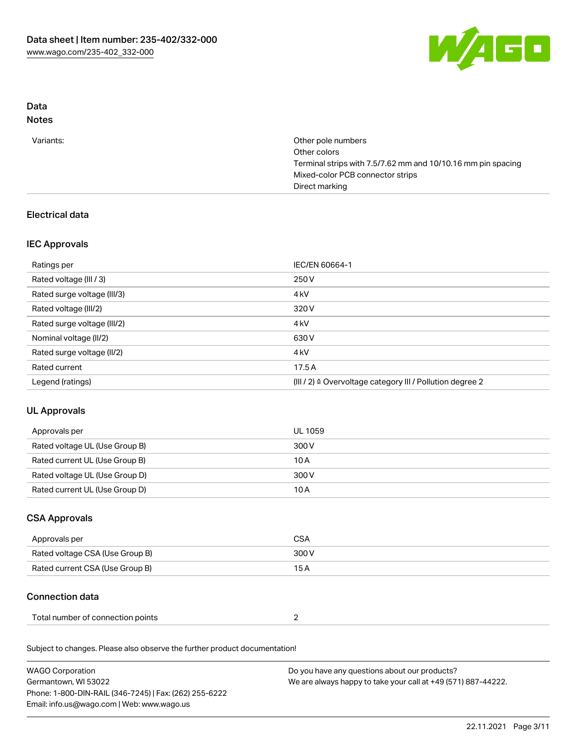## Data
### Notes

| | |
|---|---|
| Variants: | Other pole numbers<br>Other colors<br>Terminal strips with 7.5/7.62 mm and 10/10.16 mm pin spacing<br>Mixed-color PCB connector strips<br>Direct marking |

### Electrical data

### IEC Approvals

| | |
|---|---|
| Ratings per | IEC/EN 60664-1 |
| Rated voltage (III / 3) | 250 V |
| Rated surge voltage (III/3) | 4 kV |
| Rated voltage (III/2) | 320 V |
| Rated surge voltage (III/2) | 4 kV |
| Nominal voltage (II/2) | 630 V |
| Rated surge voltage (II/2) | 4 kV |
| Rated current | 17.5 A |
| Legend (ratings) | (III / 2) ≙ Overvoltage category III / Pollution degree 2 |

### UL Approvals

| | |
|---|---|
| Approvals per | UL 1059 |
| Rated voltage UL (Use Group B) | 300 V |
| Rated current UL (Use Group B) | 10 A |
| Rated voltage UL (Use Group D) | 300 V |
| Rated current UL (Use Group D) | 10 A |

### CSA Approvals

| | |
|---|---|
| Approvals per | CSA |
| Rated voltage CSA (Use Group B) | 300 V |
| Rated current CSA (Use Group B) | 15 A |

### Connection data

| | |
|---|---|
| Total number of connection points | 2 |

Subject to changes. Please also observe the further product documentation!

WAGO Corporation
Germantown, WI 53022
Phone: 1-800-DIN-RAIL (346-7245) | Fax: (262) 255-6222
Email: info.us@wago.com | Web: www.wago.us

Do you have any questions about our products?
We are always happy to take your call at +49 (571) 887-44222.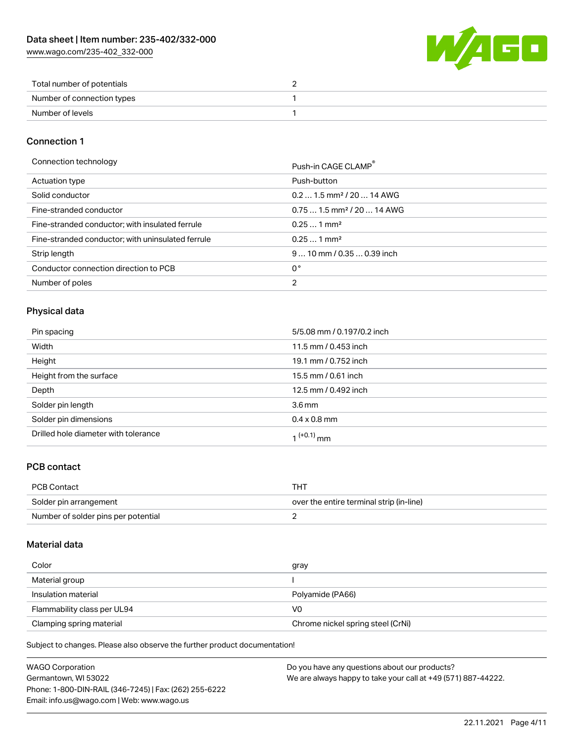| | |
|---|---|
| Total number of potentials | 2 |
| Number of connection types | 1 |
| Number of levels | 1 |

## Connection 1

| | |
|---|---|
| Connection technology | Push-in CAGE CLAMP® |
| Actuation type | Push-button |
| Solid conductor | 0.2 … 1.5 mm² / 20 … 14 AWG |
| Fine-stranded conductor | 0.75 … 1.5 mm² / 20 … 14 AWG |
| Fine-stranded conductor; with insulated ferrule | 0.25 … 1 mm² |
| Fine-stranded conductor; with uninsulated ferrule | 0.25 … 1 mm² |
| Strip length | 9 … 10 mm / 0.35 … 0.39 inch |
| Conductor connection direction to PCB | 0 ° |
| Number of poles | 2 |

## Physical data

| | |
|---|---|
| Pin spacing | 5/5.08 mm / 0.197/0.2 inch |
| Width | 11.5 mm / 0.453 inch |
| Height | 19.1 mm / 0.752 inch |
| Height from the surface | 15.5 mm / 0.61 inch |
| Depth | 12.5 mm / 0.492 inch |
| Solder pin length | 3.6 mm |
| Solder pin dimensions | 0.4 x 0.8 mm |
| Drilled hole diameter with tolerance | $1^{(+0.1)}$ mm |

## PCB contact

| | |
|---|---|
| PCB Contact | THT |
| Solder pin arrangement | over the entire terminal strip (in-line) |
| Number of solder pins per potential | 2 |

## Material data

| | |
|---|---|
| Color | gray |
| Material group | I |
| Insulation material | Polyamide (PA66) |
| Flammability class per UL94 | V0 |
| Clamping spring material | Chrome nickel spring steel (CrNi) |

Subject to changes. Please also observe the further product documentation!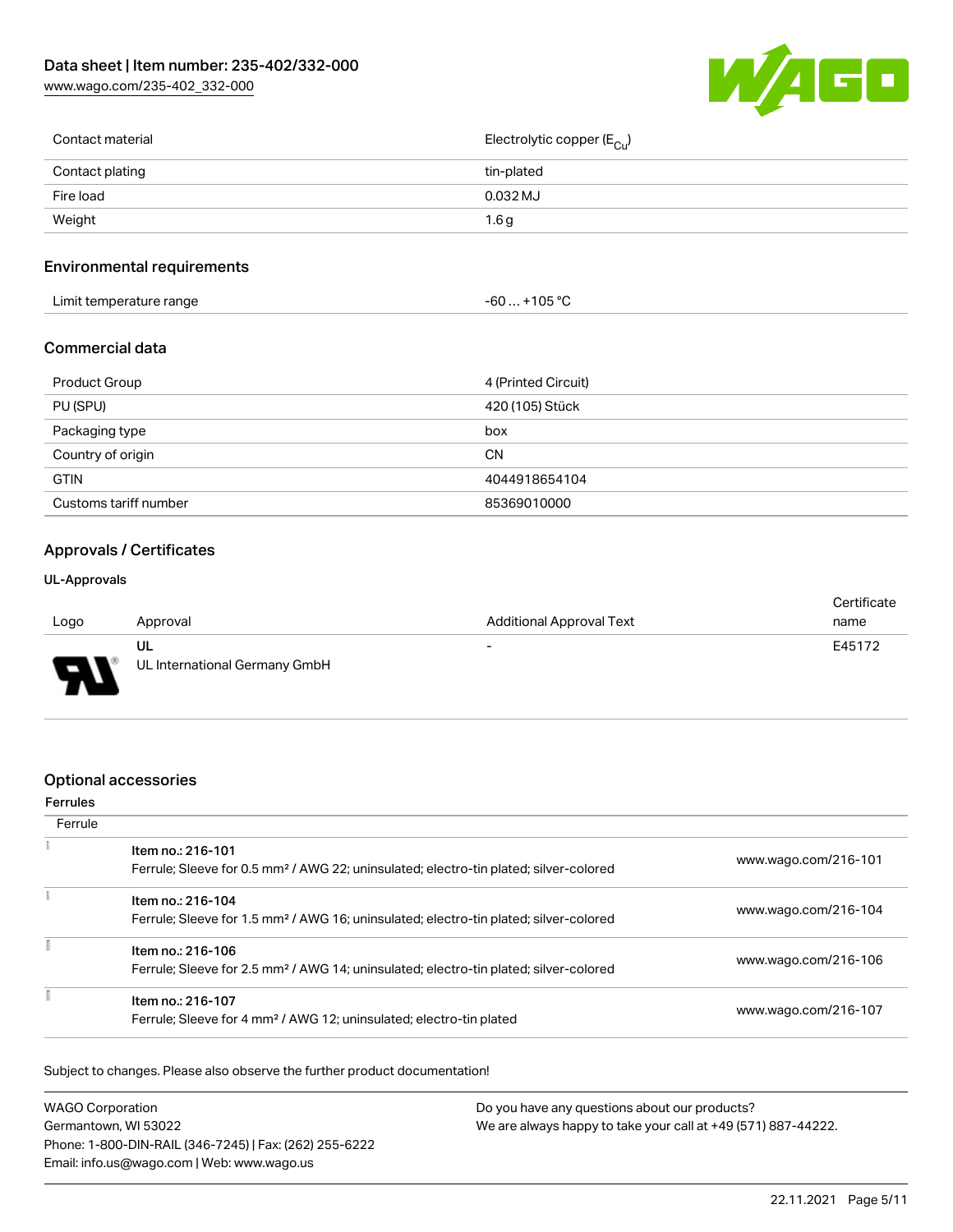| | |
|---|---|
| Contact material | Electrolytic copper ($E_{Cu}$) |
| Contact plating | tin-plated |
| Fire load | 0.032 MJ |
| Weight | 1.6 g |

## Environmental requirements

| | |
|---|---|
| Limit temperature range | -60 … +105 °C |

## Commercial data

| | |
|---|---|
| Product Group | 4 (Printed Circuit) |
| PU (SPU) | 420 (105) Stück |
| Packaging type | box |
| Country of origin | CN |
| GTIN | 4044918654104 |
| Customs tariff number | 85369010000 |

## Approvals / Certificates

### UL-Approvals

| Logo | Approval | Additional Approval Text | Certificate name |
|---|---|---|---|
| | UL<br>UL International Germany GmbH | - | E45172 |

## Optional accessories

### Ferrules

| Ferrule | | |
|---|---|---|
| | Item no.: 216-101<br>Ferrule; Sleeve for 0.5 mm² / AWG 22; uninsulated; electro-tin plated; silver-colored | www.wago.com/216-101 |
| | Item no.: 216-104<br>Ferrule; Sleeve for 1.5 mm² / AWG 16; uninsulated; electro-tin plated; silver-colored | www.wago.com/216-104 |
| | Item no.: 216-106<br>Ferrule; Sleeve for 2.5 mm² / AWG 14; uninsulated; electro-tin plated; silver-colored | www.wago.com/216-106 |
| | Item no.: 216-107<br>Ferrule; Sleeve for 4 mm² / AWG 12; uninsulated; electro-tin plated | www.wago.com/216-107 |

Subject to changes. Please also observe the further product documentation!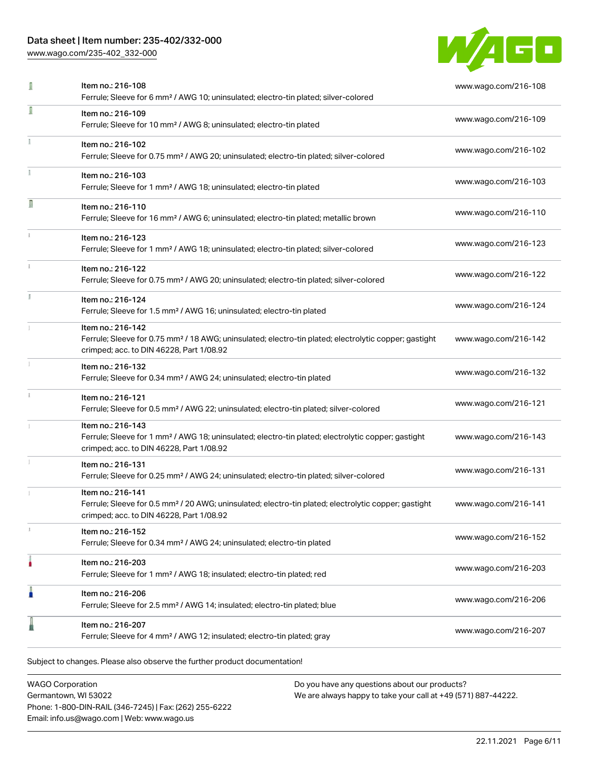| | Item | Link |
|---|---|---|
| | Item no.: 216-108<br>Ferrule; Sleeve for 6 mm² / AWG 10; uninsulated; electro-tin plated; silver-colored | www.wago.com/216-108 |
| | Item no.: 216-109<br>Ferrule; Sleeve for 10 mm² / AWG 8; uninsulated; electro-tin plated | www.wago.com/216-109 |
| | Item no.: 216-102<br>Ferrule; Sleeve for 0.75 mm² / AWG 20; uninsulated; electro-tin plated; silver-colored | www.wago.com/216-102 |
| | Item no.: 216-103<br>Ferrule; Sleeve for 1 mm² / AWG 18; uninsulated; electro-tin plated | www.wago.com/216-103 |
| | Item no.: 216-110<br>Ferrule; Sleeve for 16 mm² / AWG 6; uninsulated; electro-tin plated; metallic brown | www.wago.com/216-110 |
| | Item no.: 216-123<br>Ferrule; Sleeve for 1 mm² / AWG 18; uninsulated; electro-tin plated; silver-colored | www.wago.com/216-123 |
| | Item no.: 216-122<br>Ferrule; Sleeve for 0.75 mm² / AWG 20; uninsulated; electro-tin plated; silver-colored | www.wago.com/216-122 |
| | Item no.: 216-124<br>Ferrule; Sleeve for 1.5 mm² / AWG 16; uninsulated; electro-tin plated | www.wago.com/216-124 |
| | Item no.: 216-142<br>Ferrule; Sleeve for 0.75 mm² / 18 AWG; uninsulated; electro-tin plated; electrolytic copper; gastight crimped; acc. to DIN 46228, Part 1/08.92 | www.wago.com/216-142 |
| | Item no.: 216-132<br>Ferrule; Sleeve for 0.34 mm² / AWG 24; uninsulated; electro-tin plated | www.wago.com/216-132 |
| | Item no.: 216-121<br>Ferrule; Sleeve for 0.5 mm² / AWG 22; uninsulated; electro-tin plated; silver-colored | www.wago.com/216-121 |
| | Item no.: 216-143<br>Ferrule; Sleeve for 1 mm² / AWG 18; uninsulated; electro-tin plated; electrolytic copper; gastight crimped; acc. to DIN 46228, Part 1/08.92 | www.wago.com/216-143 |
| | Item no.: 216-131<br>Ferrule; Sleeve for 0.25 mm² / AWG 24; uninsulated; electro-tin plated; silver-colored | www.wago.com/216-131 |
| | Item no.: 216-141<br>Ferrule; Sleeve for 0.5 mm² / 20 AWG; uninsulated; electro-tin plated; electrolytic copper; gastight crimped; acc. to DIN 46228, Part 1/08.92 | www.wago.com/216-141 |
| | Item no.: 216-152<br>Ferrule; Sleeve for 0.34 mm² / AWG 24; uninsulated; electro-tin plated | www.wago.com/216-152 |
| | Item no.: 216-203<br>Ferrule; Sleeve for 1 mm² / AWG 18; insulated; electro-tin plated; red | www.wago.com/216-203 |
| | Item no.: 216-206<br>Ferrule; Sleeve for 2.5 mm² / AWG 14; insulated; electro-tin plated; blue | www.wago.com/216-206 |
| | Item no.: 216-207<br>Ferrule; Sleeve for 4 mm² / AWG 12; insulated; electro-tin plated; gray | www.wago.com/216-207 |

Subject to changes. Please also observe the further product documentation!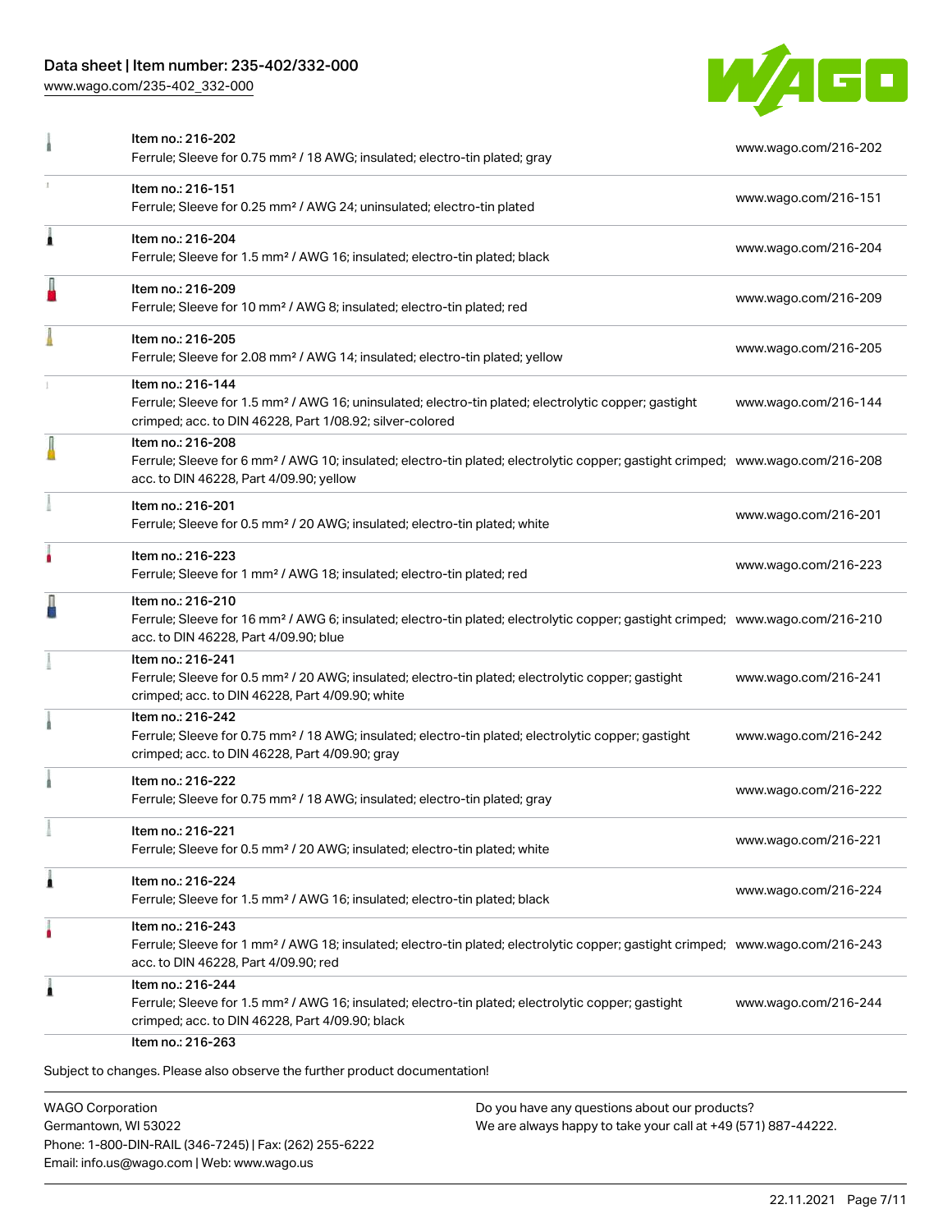| Item | URL |
|---|---|
| Item no.: 216-202<br>Ferrule; Sleeve for 0.75 mm² / 18 AWG; insulated; electro-tin plated; gray | www.wago.com/216-202 |
| Item no.: 216-151<br>Ferrule; Sleeve for 0.25 mm² / AWG 24; uninsulated; electro-tin plated | www.wago.com/216-151 |
| Item no.: 216-204<br>Ferrule; Sleeve for 1.5 mm² / AWG 16; insulated; electro-tin plated; black | www.wago.com/216-204 |
| Item no.: 216-209<br>Ferrule; Sleeve for 10 mm² / AWG 8; insulated; electro-tin plated; red | www.wago.com/216-209 |
| Item no.: 216-205<br>Ferrule; Sleeve for 2.08 mm² / AWG 14; insulated; electro-tin plated; yellow | www.wago.com/216-205 |
| Item no.: 216-144<br>Ferrule; Sleeve for 1.5 mm² / AWG 16; uninsulated; electro-tin plated; electrolytic copper; gastight crimped; acc. to DIN 46228, Part 1/08.92; silver-colored | www.wago.com/216-144 |
| Item no.: 216-208<br>Ferrule; Sleeve for 6 mm² / AWG 10; insulated; electro-tin plated; electrolytic copper; gastight crimped; acc. to DIN 46228, Part 4/09.90; yellow | www.wago.com/216-208 |
| Item no.: 216-201<br>Ferrule; Sleeve for 0.5 mm² / 20 AWG; insulated; electro-tin plated; white | www.wago.com/216-201 |
| Item no.: 216-223<br>Ferrule; Sleeve for 1 mm² / AWG 18; insulated; electro-tin plated; red | www.wago.com/216-223 |
| Item no.: 216-210<br>Ferrule; Sleeve for 16 mm² / AWG 6; insulated; electro-tin plated; electrolytic copper; gastight crimped; acc. to DIN 46228, Part 4/09.90; blue | www.wago.com/216-210 |
| Item no.: 216-241<br>Ferrule; Sleeve for 0.5 mm² / 20 AWG; insulated; electro-tin plated; electrolytic copper; gastight crimped; acc. to DIN 46228, Part 4/09.90; white | www.wago.com/216-241 |
| Item no.: 216-242<br>Ferrule; Sleeve for 0.75 mm² / 18 AWG; insulated; electro-tin plated; electrolytic copper; gastight crimped; acc. to DIN 46228, Part 4/09.90; gray | www.wago.com/216-242 |
| Item no.: 216-222<br>Ferrule; Sleeve for 0.75 mm² / 18 AWG; insulated; electro-tin plated; gray | www.wago.com/216-222 |
| Item no.: 216-221<br>Ferrule; Sleeve for 0.5 mm² / 20 AWG; insulated; electro-tin plated; white | www.wago.com/216-221 |
| Item no.: 216-224<br>Ferrule; Sleeve for 1.5 mm² / AWG 16; insulated; electro-tin plated; black | www.wago.com/216-224 |
| Item no.: 216-243<br>Ferrule; Sleeve for 1 mm² / AWG 18; insulated; electro-tin plated; electrolytic copper; gastight crimped; acc. to DIN 46228, Part 4/09.90; red | www.wago.com/216-243 |
| Item no.: 216-244<br>Ferrule; Sleeve for 1.5 mm² / AWG 16; insulated; electro-tin plated; electrolytic copper; gastight crimped; acc. to DIN 46228, Part 4/09.90; black | www.wago.com/216-244 |
| Item no.: 216-263 | |

Subject to changes. Please also observe the further product documentation!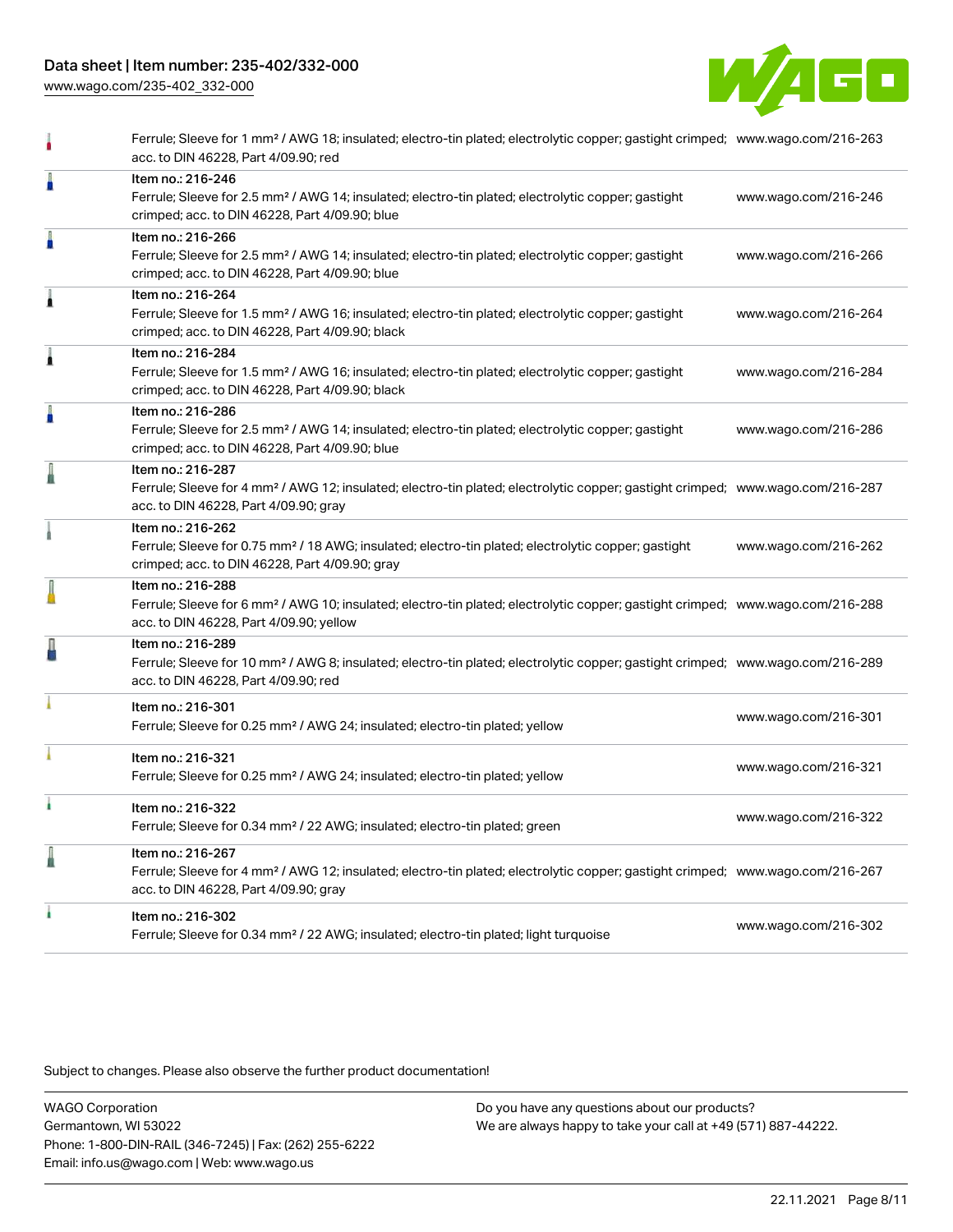| | | |
|---|---|---|
| | Ferrule; Sleeve for 1 mm² / AWG 18; insulated; electro-tin plated; electrolytic copper; gastight crimped; acc. to DIN 46228, Part 4/09.90; red | www.wago.com/216-263 |
| | Item no.: 216-246<br>Ferrule; Sleeve for 2.5 mm² / AWG 14; insulated; electro-tin plated; electrolytic copper; gastight crimped; acc. to DIN 46228, Part 4/09.90; blue | www.wago.com/216-246 |
| | Item no.: 216-266<br>Ferrule; Sleeve for 2.5 mm² / AWG 14; insulated; electro-tin plated; electrolytic copper; gastight crimped; acc. to DIN 46228, Part 4/09.90; blue | www.wago.com/216-266 |
| | Item no.: 216-264<br>Ferrule; Sleeve for 1.5 mm² / AWG 16; insulated; electro-tin plated; electrolytic copper; gastight crimped; acc. to DIN 46228, Part 4/09.90; black | www.wago.com/216-264 |
| | Item no.: 216-284<br>Ferrule; Sleeve for 1.5 mm² / AWG 16; insulated; electro-tin plated; electrolytic copper; gastight crimped; acc. to DIN 46228, Part 4/09.90; black | www.wago.com/216-284 |
| | Item no.: 216-286<br>Ferrule; Sleeve for 2.5 mm² / AWG 14; insulated; electro-tin plated; electrolytic copper; gastight crimped; acc. to DIN 46228, Part 4/09.90; blue | www.wago.com/216-286 |
| | Item no.: 216-287<br>Ferrule; Sleeve for 4 mm² / AWG 12; insulated; electro-tin plated; electrolytic copper; gastight crimped; acc. to DIN 46228, Part 4/09.90; gray | www.wago.com/216-287 |
| | Item no.: 216-262<br>Ferrule; Sleeve for 0.75 mm² / 18 AWG; insulated; electro-tin plated; electrolytic copper; gastight crimped; acc. to DIN 46228, Part 4/09.90; gray | www.wago.com/216-262 |
| | Item no.: 216-288<br>Ferrule; Sleeve for 6 mm² / AWG 10; insulated; electro-tin plated; electrolytic copper; gastight crimped; acc. to DIN 46228, Part 4/09.90; yellow | www.wago.com/216-288 |
| | Item no.: 216-289<br>Ferrule; Sleeve for 10 mm² / AWG 8; insulated; electro-tin plated; electrolytic copper; gastight crimped; acc. to DIN 46228, Part 4/09.90; red | www.wago.com/216-289 |
| | Item no.: 216-301<br>Ferrule; Sleeve for 0.25 mm² / AWG 24; insulated; electro-tin plated; yellow | www.wago.com/216-301 |
| | Item no.: 216-321<br>Ferrule; Sleeve for 0.25 mm² / AWG 24; insulated; electro-tin plated; yellow | www.wago.com/216-321 |
| | Item no.: 216-322<br>Ferrule; Sleeve for 0.34 mm² / 22 AWG; insulated; electro-tin plated; green | www.wago.com/216-322 |
| | Item no.: 216-267<br>Ferrule; Sleeve for 4 mm² / AWG 12; insulated; electro-tin plated; electrolytic copper; gastight crimped; acc. to DIN 46228, Part 4/09.90; gray | www.wago.com/216-267 |
| | Item no.: 216-302<br>Ferrule; Sleeve for 0.34 mm² / 22 AWG; insulated; electro-tin plated; light turquoise | www.wago.com/216-302 |

Subject to changes. Please also observe the further product documentation!

WAGO Corporation
Germantown, WI 53022
Phone: 1-800-DIN-RAIL (346-7245) | Fax: (262) 255-6222
Email: info.us@wago.com | Web: www.wago.us

Do you have any questions about our products?
We are always happy to take your call at +49 (571) 887-44222.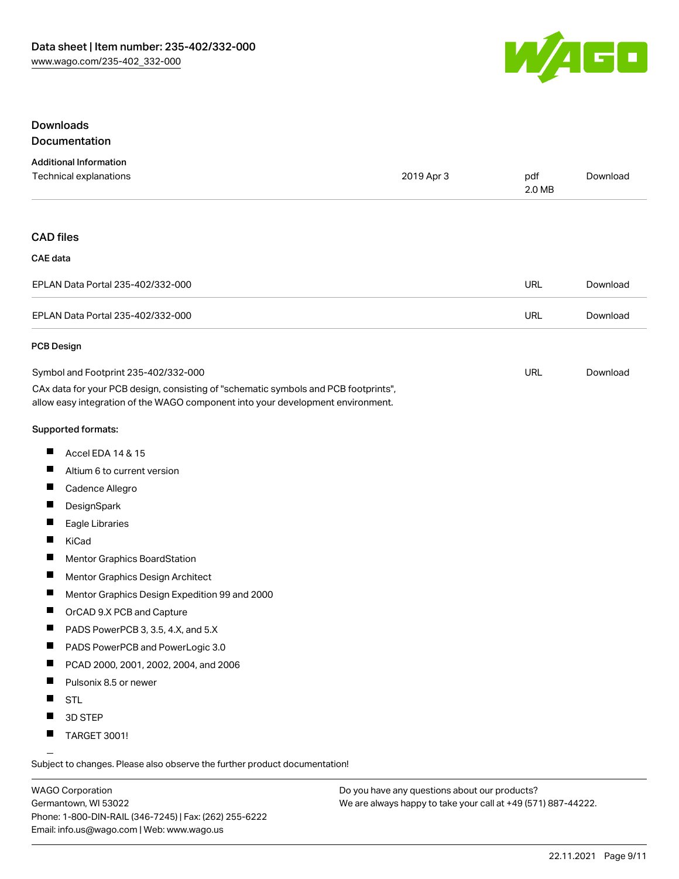## Downloads

### Documentation

#### Additional Information

| | | | |
|---|---|---|---|
| Technical explanations | 2019 Apr 3 | pdf 2.0 MB | Download |

### CAD files

#### CAE data

| | | |
|---|---|---|
| EPLAN Data Portal 235-402/332-000 | URL | Download |
| EPLAN Data Portal 235-402/332-000 | URL | Download |

#### PCB Design

| | | |
|---|---|---|
| Symbol and Footprint 235-402/332-000 | URL | Download |

CAx data for your PCB design, consisting of "schematic symbols and PCB footprints", allow easy integration of the WAGO component into your development environment.

**Supported formats:**

- Accel EDA 14 & 15
- Altium 6 to current version
- Cadence Allegro
- DesignSpark
- Eagle Libraries
- KiCad
- Mentor Graphics BoardStation
- Mentor Graphics Design Architect
- Mentor Graphics Design Expedition 99 and 2000
- OrCAD 9.X PCB and Capture
- PADS PowerPCB 3, 3.5, 4.X, and 5.X
- PADS PowerPCB and PowerLogic 3.0
- PCAD 2000, 2001, 2002, 2004, and 2006
- Pulsonix 8.5 or newer
- STL
- 3D STEP
- TARGET 3001!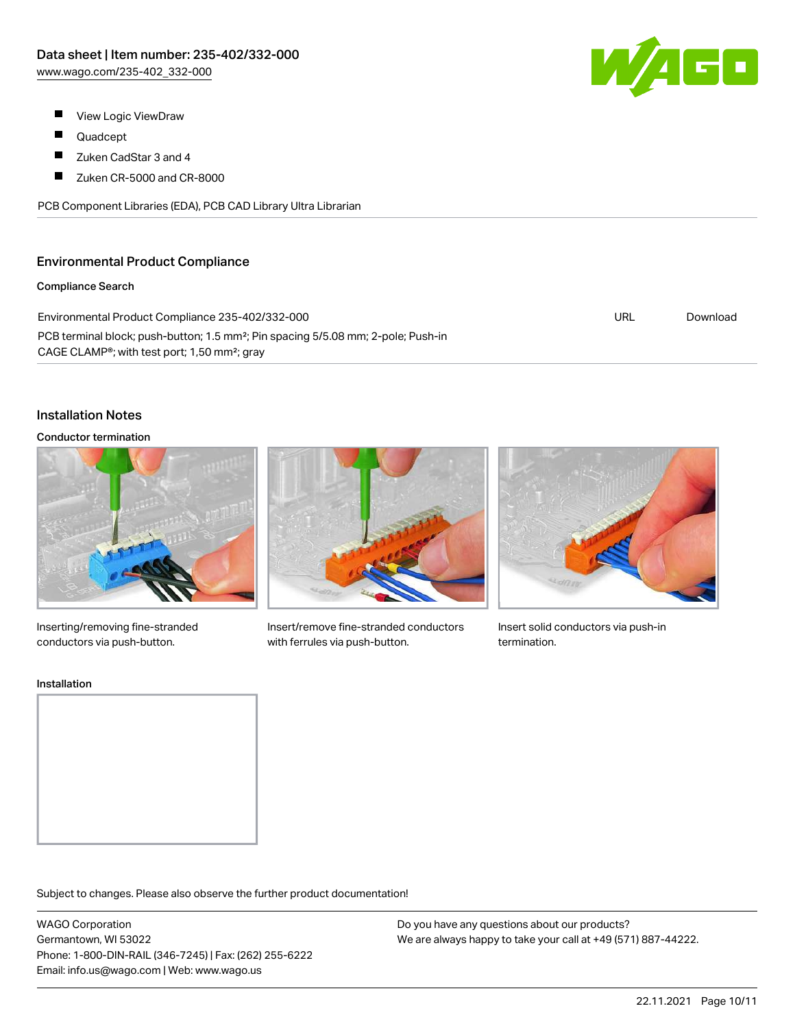- View Logic ViewDraw
- Quadcept
- Zuken CadStar 3 and 4
- Zuken CR-5000 and CR-8000

PCB Component Libraries (EDA), PCB CAD Library Ultra Librarian

## Environmental Product Compliance

### Compliance Search

| | | |
|---|---|---|
| Environmental Product Compliance 235-402/332-000<br>PCB terminal block; push-button; 1.5 mm²; Pin spacing 5/5.08 mm; 2-pole; Push-in CAGE CLAMP®; with test port; 1,50 mm²; gray | URL | Download |

## Installation Notes

### Conductor termination

Inserting/removing fine-stranded conductors via push-button.

Insert/remove fine-stranded conductors with ferrules via push-button.

Insert solid conductors via push-in termination.

### Installation

Subject to changes. Please also observe the further product documentation!

WAGO Corporation
Germantown, WI 53022
Phone: 1-800-DIN-RAIL (346-7245) | Fax: (262) 255-6222
Email: info.us@wago.com | Web: www.wago.us

Do you have any questions about our products?
We are always happy to take your call at +49 (571) 887-44222.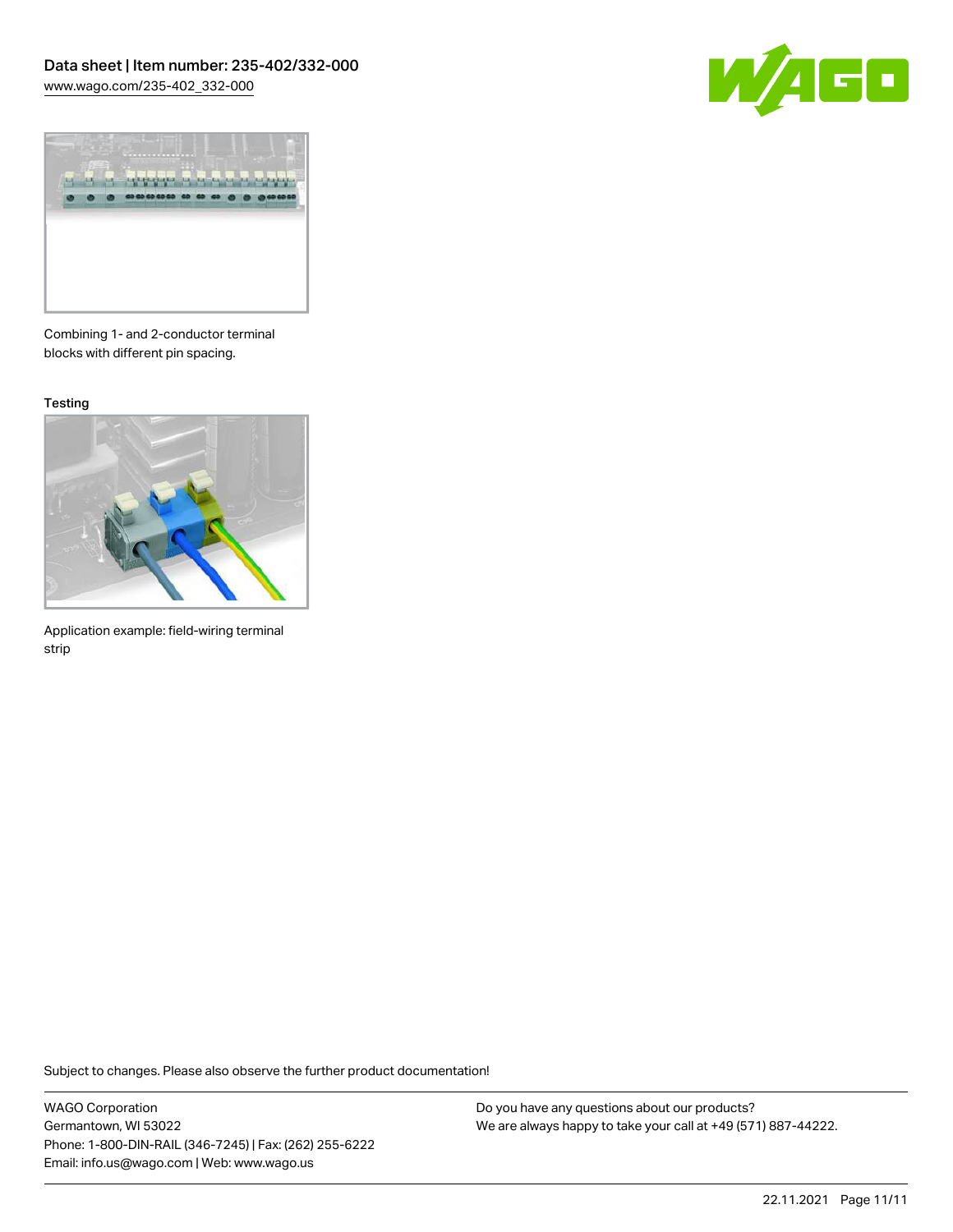Combining 1- and 2-conductor terminal blocks with different pin spacing.

Testing

Application example: field-wiring terminal strip

Subject to changes. Please also observe the further product documentation!

WAGO Corporation
Germantown, WI 53022
Phone: 1-800-DIN-RAIL (346-7245) | Fax: (262) 255-6222
Email: info.us@wago.com | Web: www.wago.us

Do you have any questions about our products?
We are always happy to take your call at +49 (571) 887-44222.